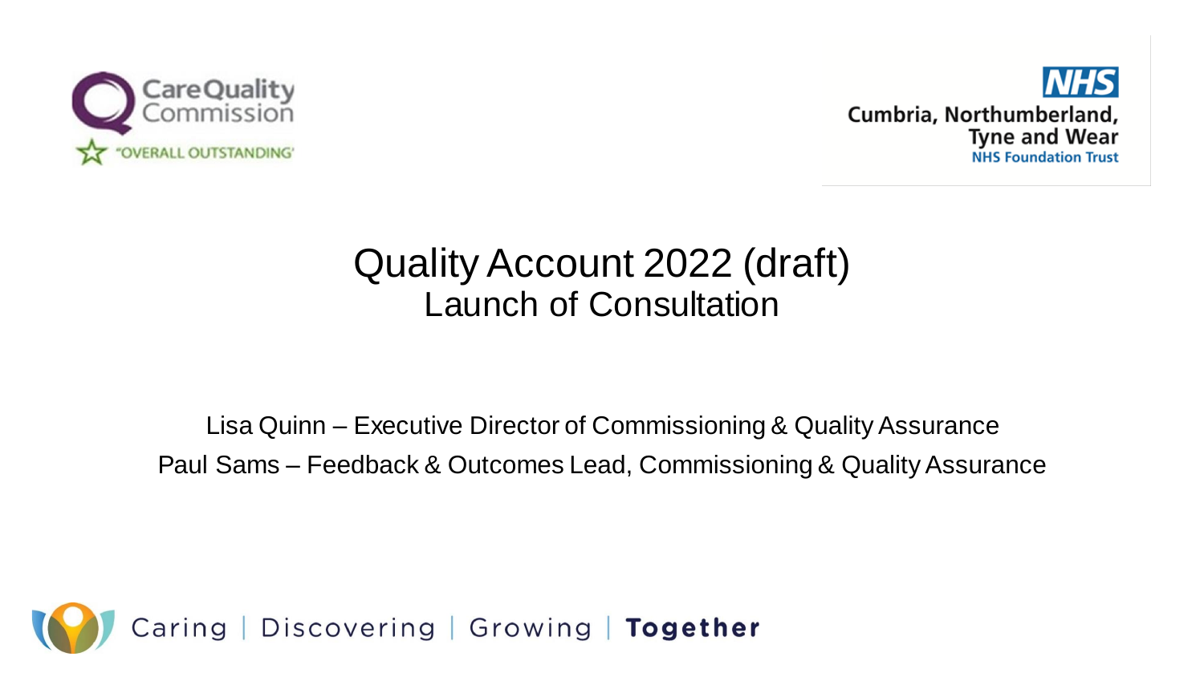Care Quality Commission

"OVERALL OUTSTANDING"

NHS

Cumbria, Northumberland, Tyne and Wear NHS Foundation Trust

# Quality Account 2022 (draft)

## Launch of Consultation

Lisa Quinn – Executive Director of Commissioning & Quality Assurance

Paul Sams – Feedback & Outcomes Lead, Commissioning & Quality Assurance

Caring | Discovering | Growing | **Together**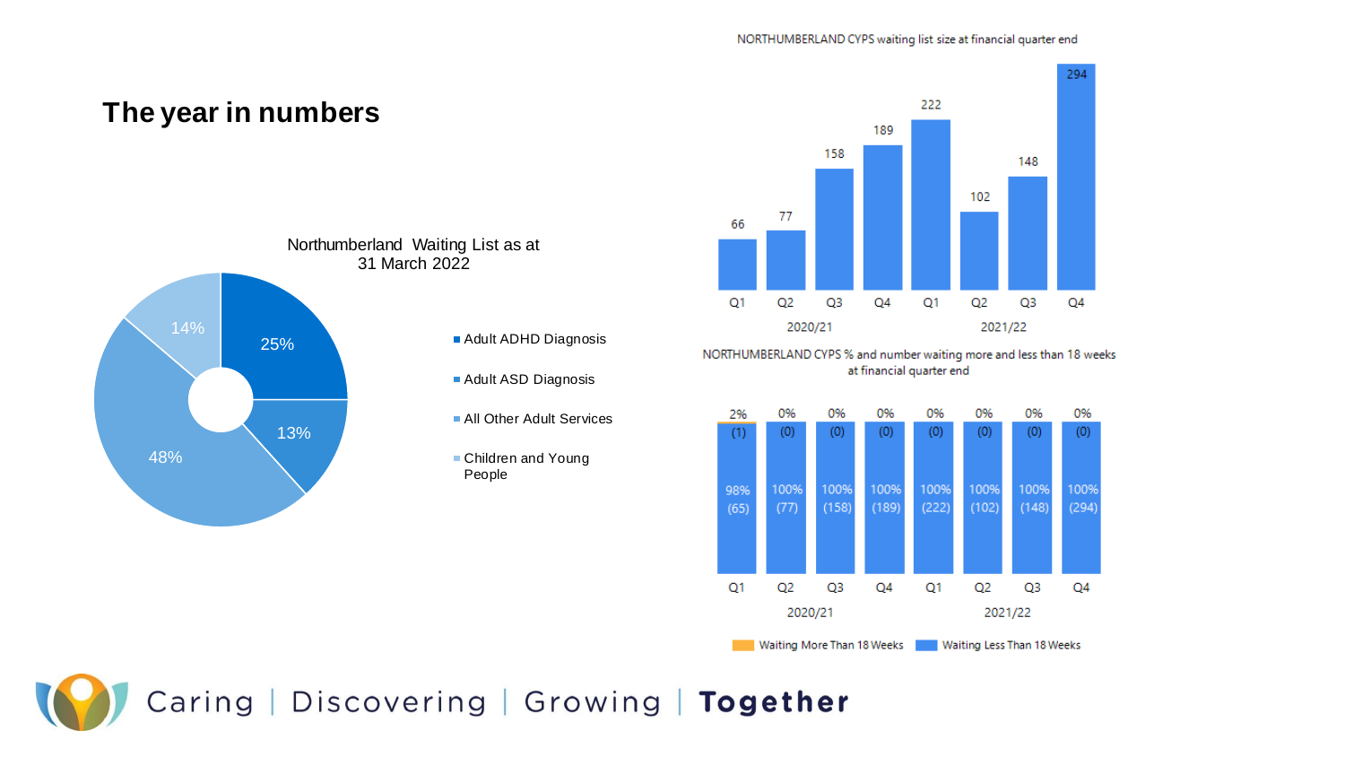# The year in numbers

**Northumberland Waiting List as at 31 March 2022**

| Category | % |
|---|---|
| Adult ADHD Diagnosis | 25% |
| Adult ASD Diagnosis | 13% |
| All Other Adult Services | 48% |
| Children and Young People | 14% |

**NORTHUMBERLAND CYPS waiting list size at financial quarter end**

| Year | Quarter | Waiting list size |
|---|---|---|
| 2020/21 | Q1 | 66 |
| 2020/21 | Q2 | 77 |
| 2020/21 | Q3 | 158 |
| 2020/21 | Q4 | 189 |
| 2021/22 | Q1 | 222 |
| 2021/22 | Q2 | 102 |
| 2021/22 | Q3 | 148 |
| 2021/22 | Q4 | 294 |

**NORTHUMBERLAND CYPS % and number waiting more and less than 18 weeks at financial quarter end**

| Year | Quarter | Waiting More Than 18 Weeks | Waiting Less Than 18 Weeks |
|---|---|---|---|
| 2020/21 | Q1 | 2% (1) | 98% (65) |
| 2020/21 | Q2 | 0% (0) | 100% (77) |
| 2020/21 | Q3 | 0% (0) | 100% (158) |
| 2020/21 | Q4 | 0% (0) | 100% (189) |
| 2021/22 | Q1 | 0% (0) | 100% (222) |
| 2021/22 | Q2 | 0% (0) | 100% (102) |
| 2021/22 | Q3 | 0% (0) | 100% (148) |
| 2021/22 | Q4 | 0% (0) | 100% (294) |

Caring | Discovering | Growing | **Together**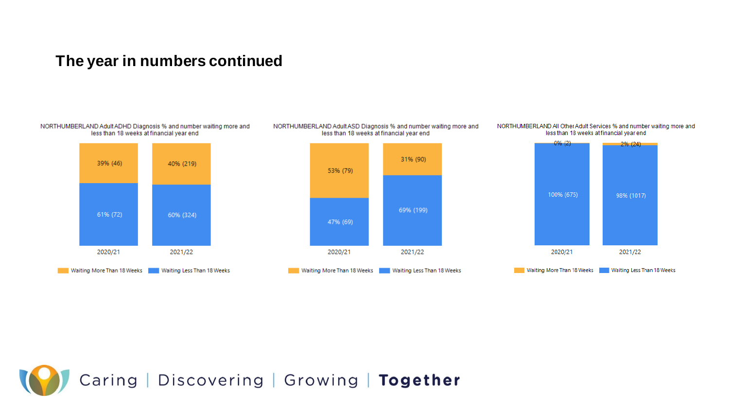# The year in numbers continued

NORTHUMBERLAND Adult ADHD Diagnosis % and number waiting more and less than 18 weeks at financial year end

| | 2020/21 | 2021/22 |
| --- | --- | --- |
| Waiting More Than 18 Weeks | 39% (46) | 40% (219) |
| Waiting Less Than 18 Weeks | 61% (72) | 60% (324) |

NORTHUMBERLAND Adult ASD Diagnosis % and number waiting more and less than 18 weeks at financial year end

| | 2020/21 | 2021/22 |
| --- | --- | --- |
| Waiting More Than 18 Weeks | 53% (79) | 31% (90) |
| Waiting Less Than 18 Weeks | 47% (69) | 69% (199) |

NORTHUMBERLAND All Other Adult Services % and number waiting more and less than 18 weeks at financial year end

| | 2020/21 | 2021/22 |
| --- | --- | --- |
| Waiting More Than 18 Weeks | 0% (2) | 2% (24) |
| Waiting Less Than 18 Weeks | 100% (675) | 98% (1017) |

Caring | Discovering | Growing | **Together**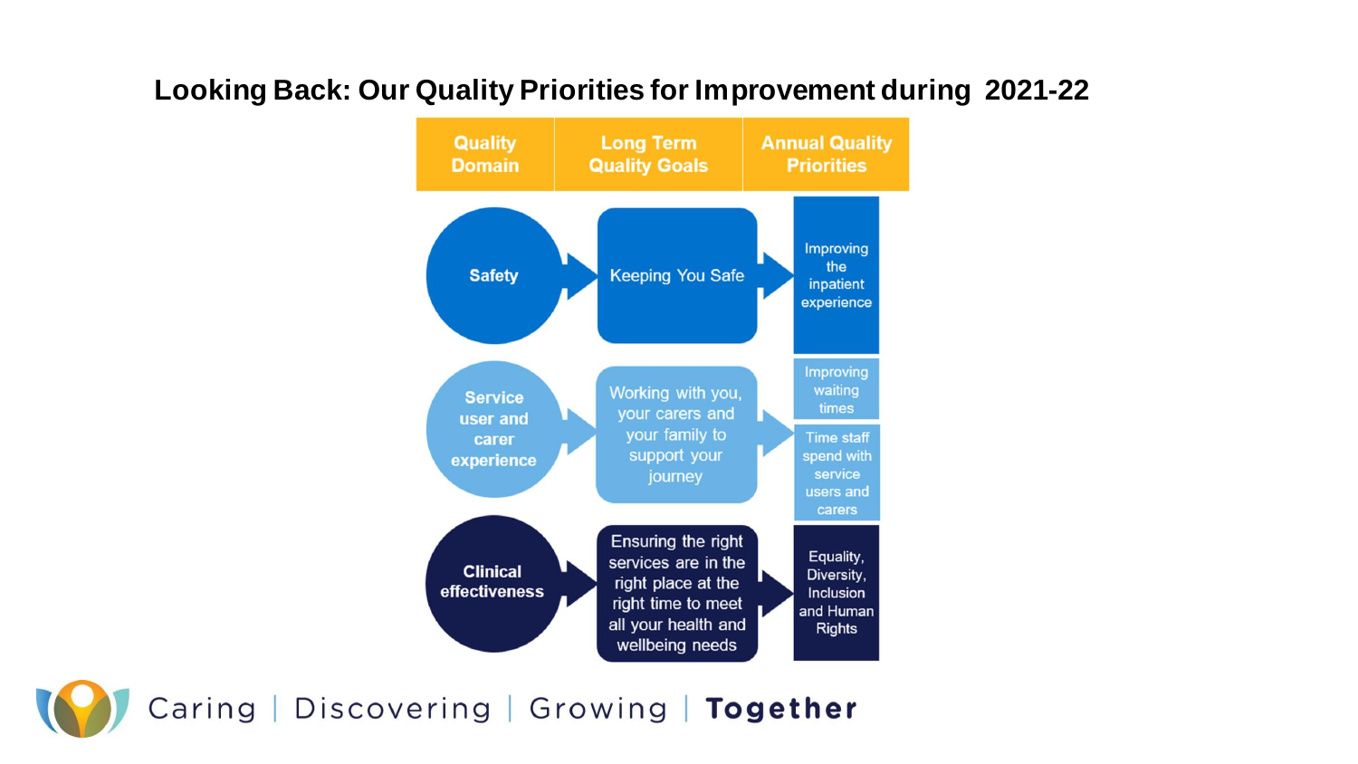## Looking Back: Our Quality Priorities for Improvement during 2021-22

| Quality Domain | Long Term Quality Goals | Annual Quality Priorities |
| --- | --- | --- |
| Safety | Keeping You Safe | Improving the inpatient experience |
| Service user and carer experience | Working with you, your carers and your family to support your journey | Improving waiting times |
| | | Time staff spend with service users and carers |
| Clinical effectiveness | Ensuring the right services are in the right place at the right time to meet all your health and wellbeing needs | Equality, Diversity, Inclusion and Human Rights |

Caring | Discovering | Growing | **Together**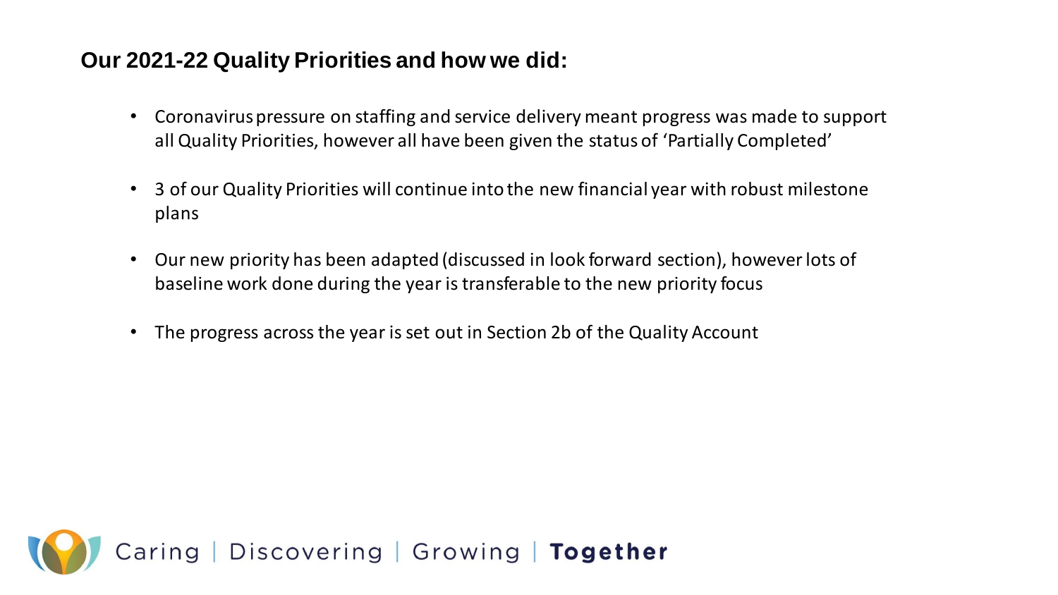## Our 2021-22 Quality Priorities and how we did:

- Coronavirus pressure on staffing and service delivery meant progress was made to support all Quality Priorities, however all have been given the status of 'Partially Completed'
- 3 of our Quality Priorities will continue into the new financial year with robust milestone plans
- Our new priority has been adapted (discussed in look forward section), however lots of baseline work done during the year is transferable to the new priority focus
- The progress across the year is set out in Section 2b of the Quality Account

Caring | Discovering | Growing | **Together**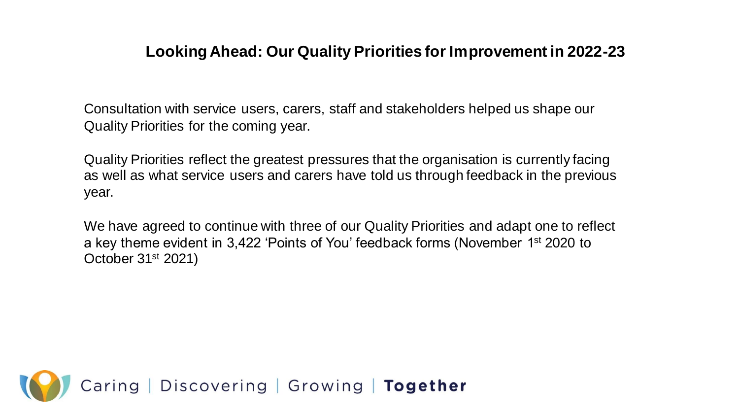## Looking Ahead: Our Quality Priorities for Improvement in 2022-23

Consultation with service users, carers, staff and stakeholders helped us shape our Quality Priorities for the coming year.

Quality Priorities reflect the greatest pressures that the organisation is currently facing as well as what service users and carers have told us through feedback in the previous year.

We have agreed to continue with three of our Quality Priorities and adapt one to reflect a key theme evident in 3,422 'Points of You' feedback forms (November 1st 2020 to October 31st 2021)

Caring | Discovering | Growing | **Together**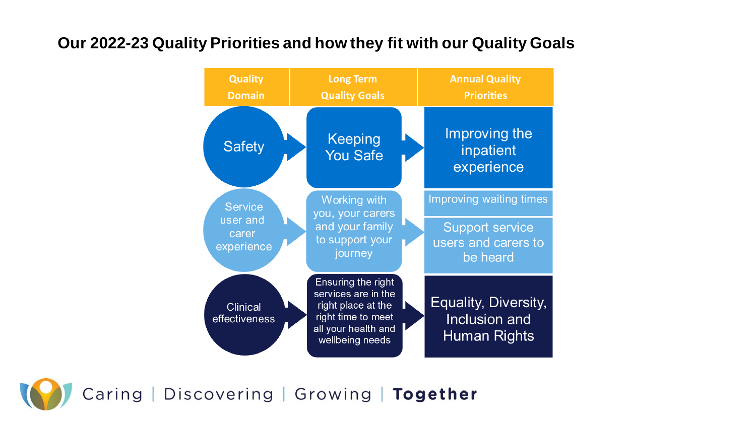## Our 2022-23 Quality Priorities and how they fit with our Quality Goals

| Quality Domain | Long Term Quality Goals | Annual Quality Priorities |
| --- | --- | --- |
| Safety | Keeping You Safe | Improving the inpatient experience |
| Service user and carer experience | Working with you, your carers and your family to support your journey | Improving waiting times<br>Support service users and carers to be heard |
| Clinical effectiveness | Ensuring the right services are in the right place at the right time to meet all your health and wellbeing needs | Equality, Diversity, Inclusion and Human Rights |

Caring | Discovering | Growing | **Together**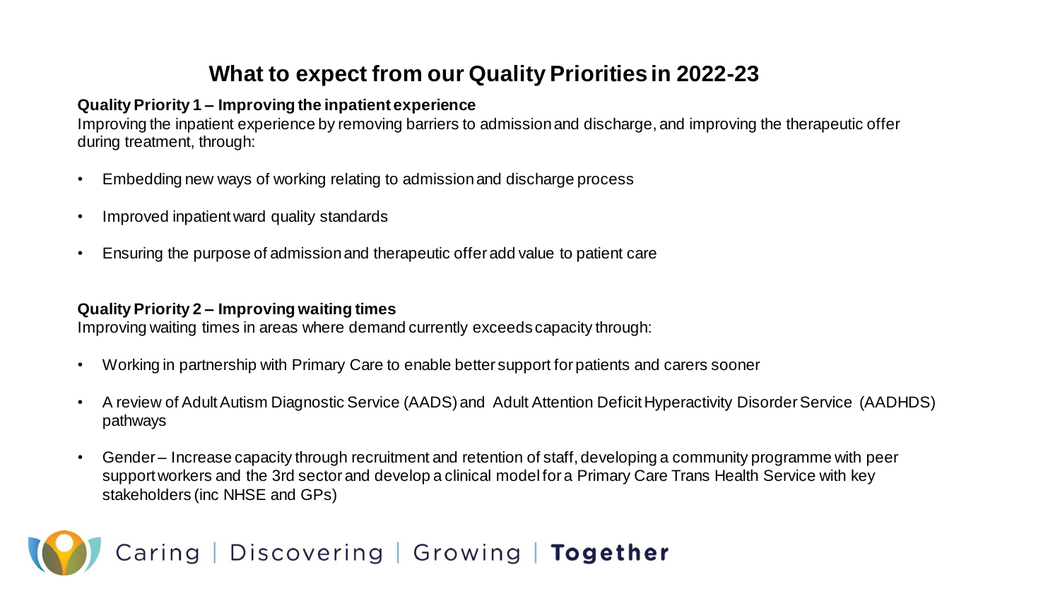# What to expect from our Quality Priorities in 2022-23

**Quality Priority 1 – Improving the inpatient experience**

Improving the inpatient experience by removing barriers to admission and discharge, and improving the therapeutic offer during treatment, through:

- Embedding new ways of working relating to admission and discharge process
- Improved inpatient ward quality standards
- Ensuring the purpose of admission and therapeutic offer add value to patient care

**Quality Priority 2 – Improving waiting times**

Improving waiting times in areas where demand currently exceeds capacity through:

- Working in partnership with Primary Care to enable better support for patients and carers sooner
- A review of Adult Autism Diagnostic Service (AADS) and Adult Attention Deficit Hyperactivity Disorder Service (AADHDS) pathways
- Gender – Increase capacity through recruitment and retention of staff, developing a community programme with peer support workers and the 3rd sector and develop a clinical model for a Primary Care Trans Health Service with key stakeholders (inc NHSE and GPs)

Caring | Discovering | Growing | **Together**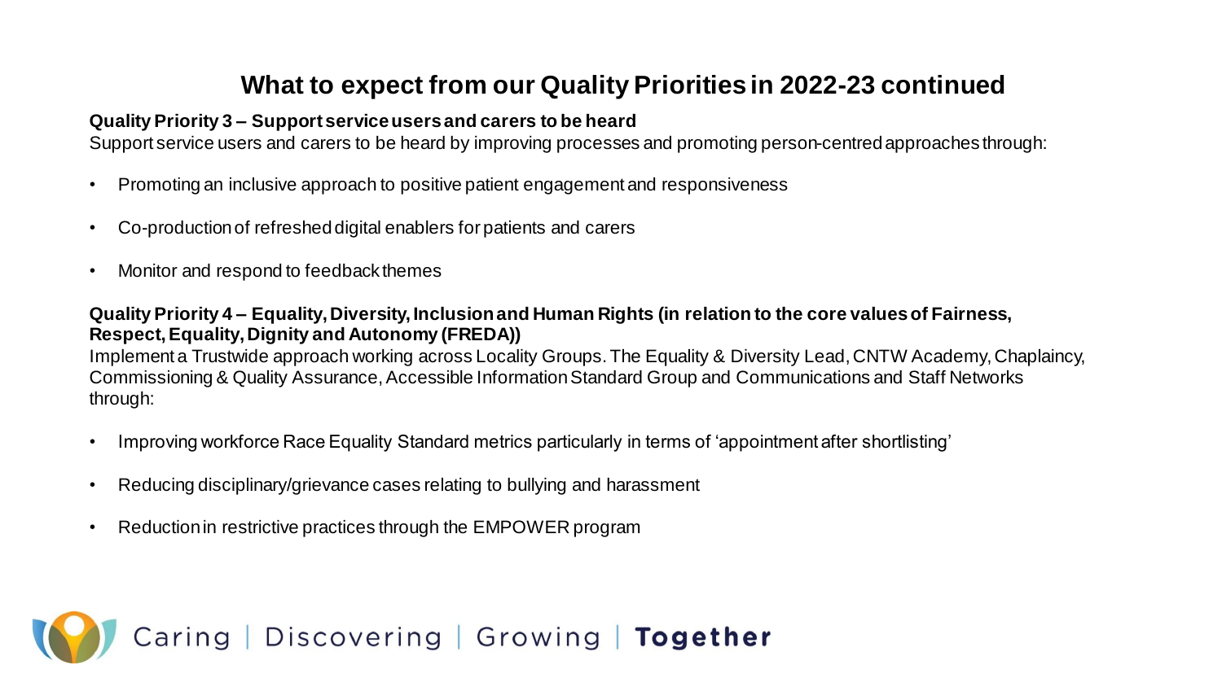# What to expect from our Quality Priorities in 2022-23 continued

**Quality Priority 3 – Support service users and carers to be heard**

Support service users and carers to be heard by improving processes and promoting person-centred approaches through:

- Promoting an inclusive approach to positive patient engagement and responsiveness
- Co-production of refreshed digital enablers for patients and carers
- Monitor and respond to feedback themes

**Quality Priority 4 – Equality, Diversity, Inclusion and Human Rights (in relation to the core values of Fairness, Respect, Equality, Dignity and Autonomy (FREDA))**

Implement a Trustwide approach working across Locality Groups. The Equality & Diversity Lead, CNTW Academy, Chaplaincy, Commissioning & Quality Assurance, Accessible Information Standard Group and Communications and Staff Networks through:

- Improving workforce Race Equality Standard metrics particularly in terms of 'appointment after shortlisting'
- Reducing disciplinary/grievance cases relating to bullying and harassment
- Reduction in restrictive practices through the EMPOWER program

Caring | Discovering | Growing | **Together**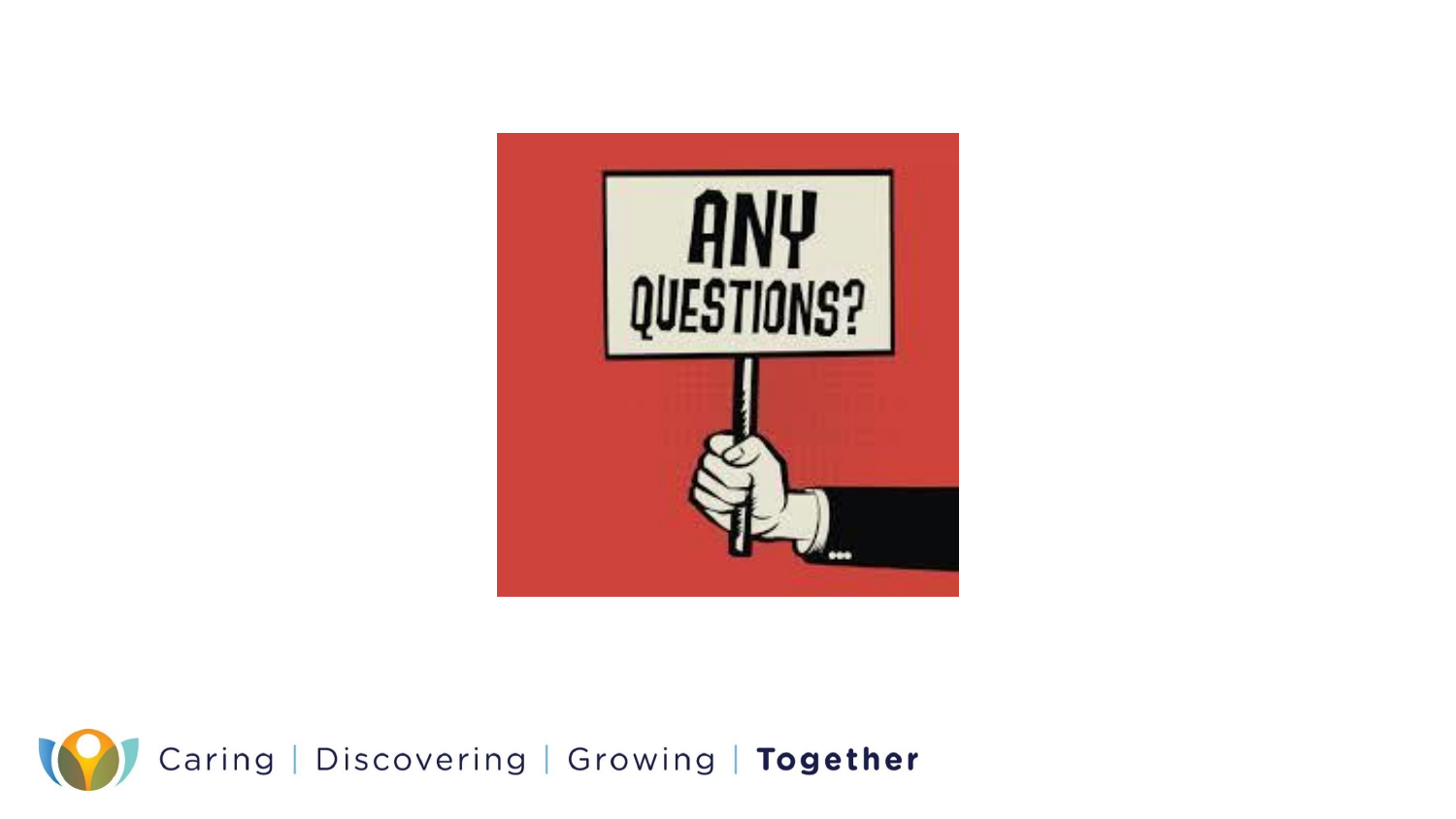ANY QUESTIONS?